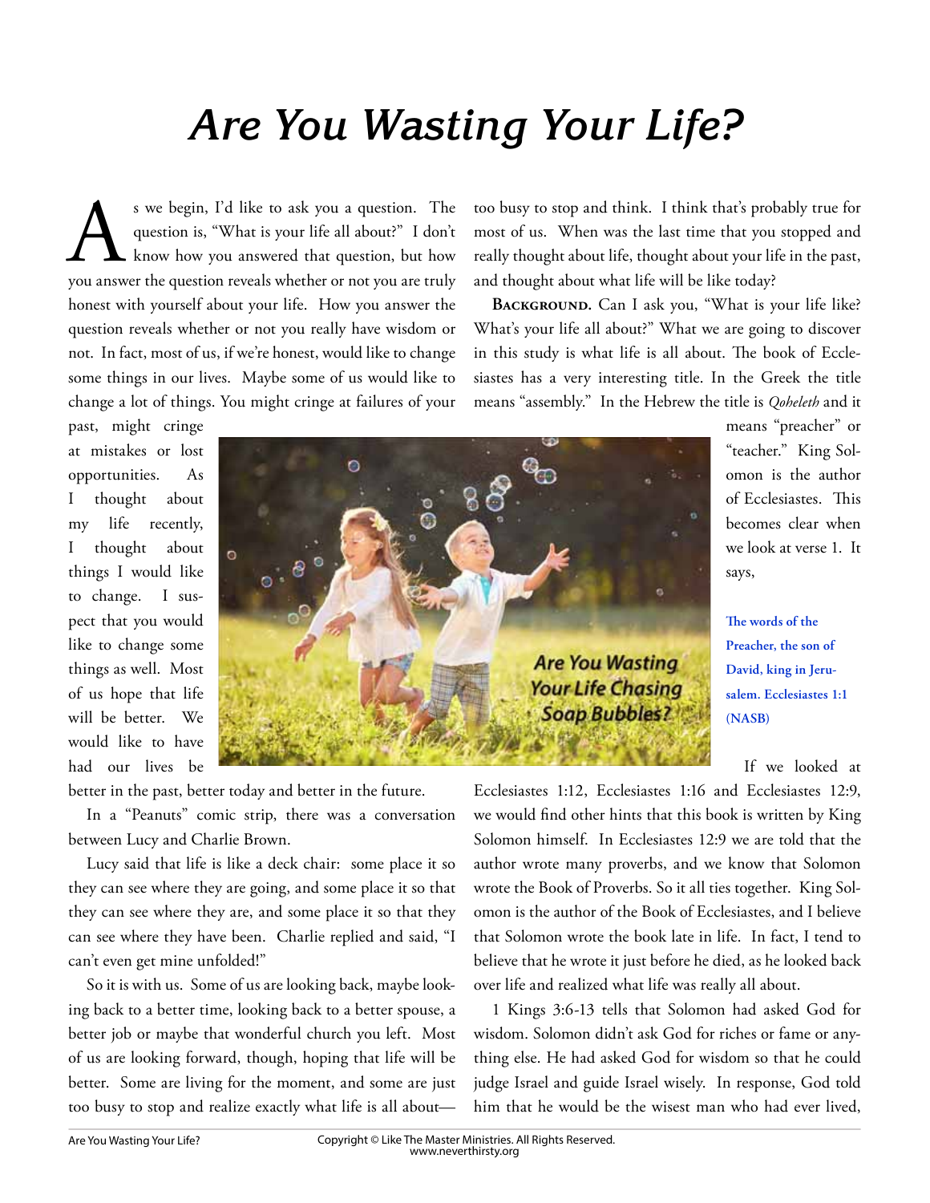# Are You Wasting Your Life?

As we begin, I'd like to ask you a question. The question is, "What is your life all about?" I don't know how you answered that question, but how you answer the question reveals whether or not you are truly honest with yourself about your life. How you answer the question reveals whether or not you really have wisdom or not. In fact, most of us, if we're honest, would like to change some things in our lives. Maybe some of us would like to change a lot of things. You might cringe at failures of your past, might cringe at mistakes or lost opportunities. As I thought about my life recently, I thought about things I would like to change. I suspect that you would like to change some things as well. Most of us hope that life will be better. We would like to have had our lives be better in the past, better today and better in the future.

In a "Peanuts" comic strip, there was a conversation between Lucy and Charlie Brown.

Lucy said that life is like a deck chair: some place it so they can see where they are going, and some place it so that they can see where they are, and some place it so that they can see where they have been. Charlie replied and said, "I can't even get mine unfolded!"

So it is with us. Some of us are looking back, maybe looking back to a better time, looking back to a better spouse, a better job or maybe that wonderful church you left. Most of us are looking forward, though, hoping that life will be better. Some are living for the moment, and some are just too busy to stop and realize exactly what life is all about—too busy to stop and think. I think that's probably true for most of us. When was the last time that you stopped and really thought about life, thought about your life in the past, and thought about what life will be like today?

**Background.** Can I ask you, "What is your life like? What's your life all about?" What we are going to discover in this study is what life is all about. The book of Ecclesiastes has a very interesting title. In the Greek the title means "assembly." In the Hebrew the title is *Qoheleth* and it means "preacher" or "teacher." King Solomon is the author of Ecclesiastes. This becomes clear when we look at verse 1. It says,

> **The words of the Preacher, the son of David, king in Jerusalem. Ecclesiastes 1:1 (NASB)**

If we looked at Ecclesiastes 1:12, Ecclesiastes 1:16 and Ecclesiastes 12:9, we would find other hints that this book is written by King Solomon himself. In Ecclesiastes 12:9 we are told that the author wrote many proverbs, and we know that Solomon wrote the Book of Proverbs. So it all ties together. King Solomon is the author of the Book of Ecclesiastes, and I believe that Solomon wrote the book late in life. In fact, I tend to believe that he wrote it just before he died, as he looked back over life and realized what life was really all about.

1 Kings 3:6-13 tells that Solomon had asked God for wisdom. Solomon didn't ask God for riches or fame or anything else. He had asked God for wisdom so that he could judge Israel and guide Israel wisely. In response, God told him that he would be the wisest man who had ever lived,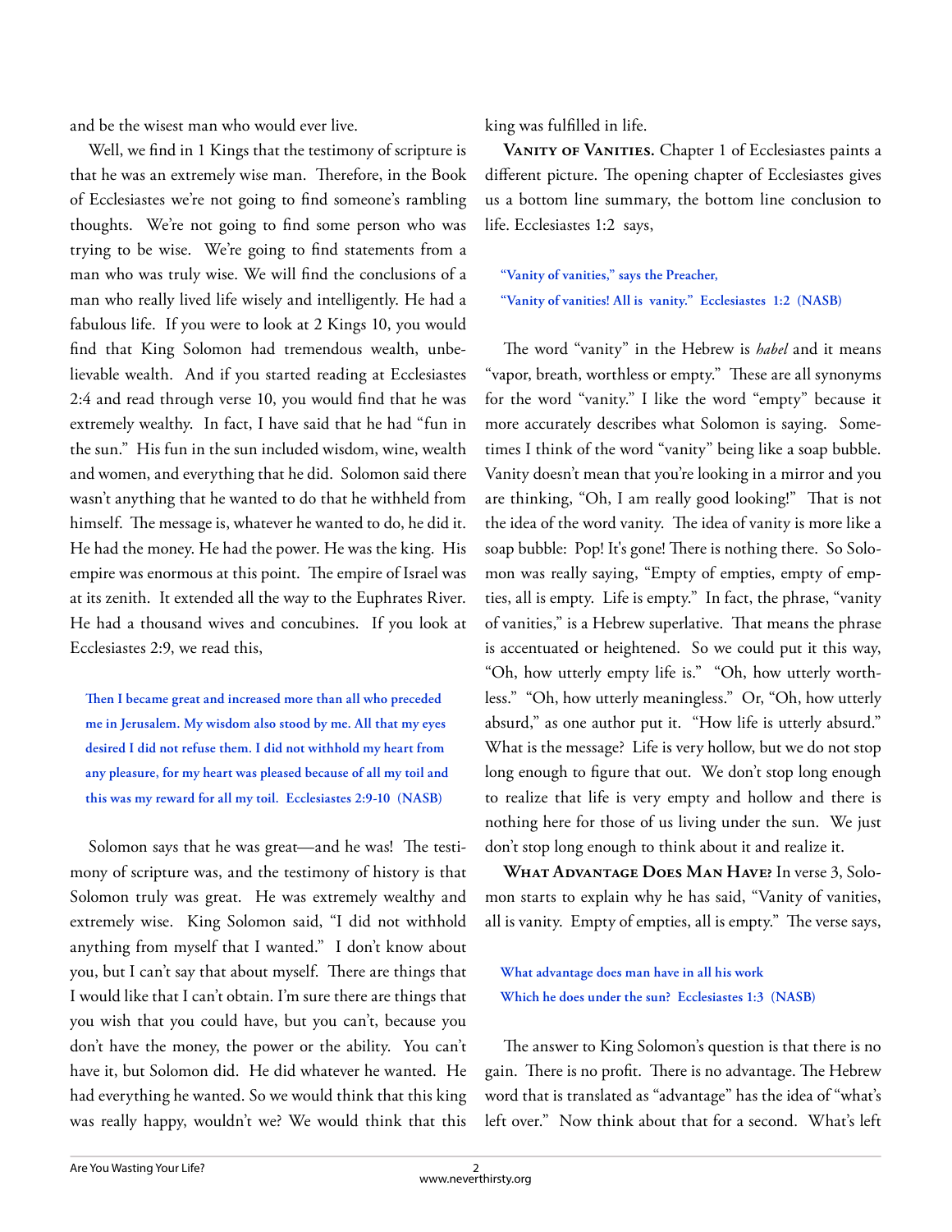and be the wisest man who would ever live.

Well, we find in 1 Kings that the testimony of scripture is that he was an extremely wise man. Therefore, in the Book of Ecclesiastes we're not going to find someone's rambling thoughts. We're not going to find some person who was trying to be wise. We're going to find statements from a man who was truly wise. We will find the conclusions of a man who really lived life wisely and intelligently. He had a fabulous life. If you were to look at 2 Kings 10, you would find that King Solomon had tremendous wealth, unbelievable wealth. And if you started reading at Ecclesiastes 2:4 and read through verse 10, you would find that he was extremely wealthy. In fact, I have said that he had "fun in the sun." His fun in the sun included wisdom, wine, wealth and women, and everything that he did. Solomon said there wasn't anything that he wanted to do that he withheld from himself. The message is, whatever he wanted to do, he did it. He had the money. He had the power. He was the king. His empire was enormous at this point. The empire of Israel was at its zenith. It extended all the way to the Euphrates River. He had a thousand wives and concubines. If you look at Ecclesiastes 2:9, we read this,

> **Then I became great and increased more than all who preceded me in Jerusalem. My wisdom also stood by me. All that my eyes desired I did not refuse them. I did not withhold my heart from any pleasure, for my heart was pleased because of all my toil and this was my reward for all my toil. Ecclesiastes 2:9-10 (NASB)**

Solomon says that he was great—and he was! The testimony of scripture was, and the testimony of history is that Solomon truly was great. He was extremely wealthy and extremely wise. King Solomon said, "I did not withhold anything from myself that I wanted." I don't know about you, but I can't say that about myself. There are things that I would like that I can't obtain. I'm sure there are things that you wish that you could have, but you can't, because you don't have the money, the power or the ability. You can't have it, but Solomon did. He did whatever he wanted. He had everything he wanted. So we would think that this king was really happy, wouldn't we? We would think that this king was fulfilled in life.

**Vanity of Vanities.** Chapter 1 of Ecclesiastes paints a different picture. The opening chapter of Ecclesiastes gives us a bottom line summary, the bottom line conclusion to life. Ecclesiastes 1:2 says,

> **"Vanity of vanities," says the Preacher,**
> **"Vanity of vanities! All is vanity." Ecclesiastes 1:2 (NASB)**

The word "vanity" in the Hebrew is *habel* and it means "vapor, breath, worthless or empty." These are all synonyms for the word "vanity." I like the word "empty" because it more accurately describes what Solomon is saying. Sometimes I think of the word "vanity" being like a soap bubble. Vanity doesn't mean that you're looking in a mirror and you are thinking, "Oh, I am really good looking!" That is not the idea of the word vanity. The idea of vanity is more like a soap bubble: Pop! It's gone! There is nothing there. So Solomon was really saying, "Empty of empties, empty of empties, all is empty. Life is empty." In fact, the phrase, "vanity of vanities," is a Hebrew superlative. That means the phrase is accentuated or heightened. So we could put it this way, "Oh, how utterly empty life is." "Oh, how utterly worthless." "Oh, how utterly meaningless." Or, "Oh, how utterly absurd," as one author put it. "How life is utterly absurd." What is the message? Life is very hollow, but we do not stop long enough to figure that out. We don't stop long enough to realize that life is very empty and hollow and there is nothing here for those of us living under the sun. We just don't stop long enough to think about it and realize it.

**What Advantage Does Man Have?** In verse 3, Solomon starts to explain why he has said, "Vanity of vanities, all is vanity. Empty of empties, all is empty." The verse says,

> **What advantage does man have in all his work**
> **Which he does under the sun? Ecclesiastes 1:3 (NASB)**

The answer to King Solomon's question is that there is no gain. There is no profit. There is no advantage. The Hebrew word that is translated as "advantage" has the idea of "what's left over." Now think about that for a second. What's left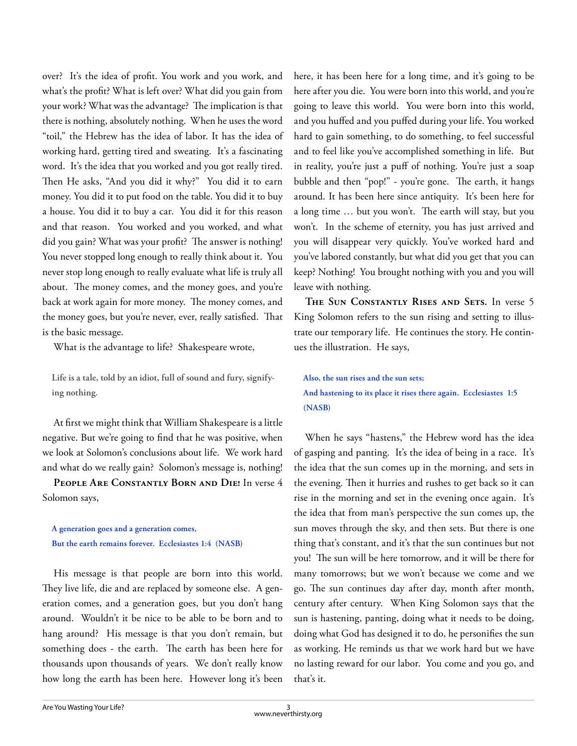over? It's the idea of profit. You work and you work, and what's the profit? What is left over? What did you gain from your work? What was the advantage? The implication is that there is nothing, absolutely nothing. When he uses the word "toil," the Hebrew has the idea of labor. It has the idea of working hard, getting tired and sweating. It's a fascinating word. It's the idea that you worked and you got really tired. Then He asks, "And you did it why?" You did it to earn money. You did it to put food on the table. You did it to buy a house. You did it to buy a car. You did it for this reason and that reason. You worked and you worked, and what did you gain? What was your profit? The answer is nothing! You never stopped long enough to really think about it. You never stop long enough to really evaluate what life is truly all about. The money comes, and the money goes, and you're back at work again for more money. The money comes, and the money goes, but you're never, ever, really satisfied. That is the basic message.

What is the advantage to life? Shakespeare wrote,

> Life is a tale, told by an idiot, full of sound and fury, signifying nothing.

At first we might think that William Shakespeare is a little negative. But we're going to find that he was positive, when we look at Solomon's conclusions about life. We work hard and what do we really gain? Solomon's message is, nothing!

**People Are Constantly Born and Die!** In verse 4 Solomon says,

> **A generation goes and a generation comes,**
> **But the earth remains forever. Ecclesiastes 1:4 (NASB)**

His message is that people are born into this world. They live life, die and are replaced by someone else. A generation comes, and a generation goes, but you don't hang around. Wouldn't it be nice to be able to be born and to hang around? His message is that you don't remain, but something does - the earth. The earth has been here for thousands upon thousands of years. We don't really know how long the earth has been here. However long it's been here, it has been here for a long time, and it's going to be here after you die. You were born into this world, and you're going to leave this world. You were born into this world, and you huffed and you puffed during your life. You worked hard to gain something, to do something, to feel successful and to feel like you've accomplished something in life. But in reality, you're just a puff of nothing. You're just a soap bubble and then "pop!" - you're gone. The earth, it hangs around. It has been here since antiquity. It's been here for a long time … but you won't. The earth will stay, but you won't. In the scheme of eternity, you has just arrived and you will disappear very quickly. You've worked hard and you've labored constantly, but what did you get that you can keep? Nothing! You brought nothing with you and you will leave with nothing.

**The Sun Constantly Rises and Sets.** In verse 5 King Solomon refers to the sun rising and setting to illustrate our temporary life. He continues the story. He continues the illustration. He says,

> **Also, the sun rises and the sun sets;**
> **And hastening to its place it rises there again. Ecclesiastes 1:5 (NASB)**

When he says "hastens," the Hebrew word has the idea of gasping and panting. It's the idea of being in a race. It's the idea that the sun comes up in the morning, and sets in the evening. Then it hurries and rushes to get back so it can rise in the morning and set in the evening once again. It's the idea that from man's perspective the sun comes up, the sun moves through the sky, and then sets. But there is one thing that's constant, and it's that the sun continues but not you! The sun will be here tomorrow, and it will be there for many tomorrows; but we won't because we come and we go. The sun continues day after day, month after month, century after century. When King Solomon says that the sun is hastening, panting, doing what it needs to be doing, doing what God has designed it to do, he personifies the sun as working. He reminds us that we work hard but we have no lasting reward for our labor. You come and you go, and that's it.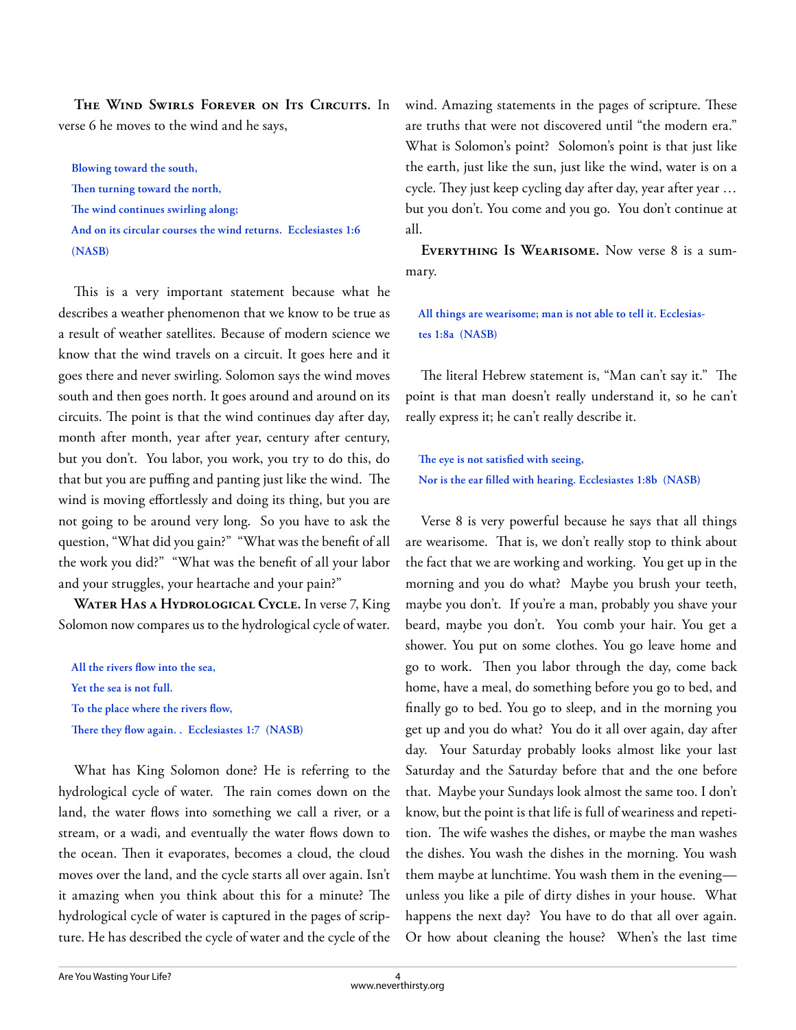**The Wind Swirls Forever on Its Circuits.** In verse 6 he moves to the wind and he says,

> **Blowing toward the south,**
> **Then turning toward the north,**
> **The wind continues swirling along;**
> **And on its circular courses the wind returns. Ecclesiastes 1:6 (NASB)**

This is a very important statement because what he describes a weather phenomenon that we know to be true as a result of weather satellites. Because of modern science we know that the wind travels on a circuit. It goes here and it goes there and never swirling. Solomon says the wind moves south and then goes north. It goes around and around on its circuits. The point is that the wind continues day after day, month after month, year after year, century after century, but you don't. You labor, you work, you try to do this, do that but you are puffing and panting just like the wind. The wind is moving effortlessly and doing its thing, but you are not going to be around very long. So you have to ask the question, "What did you gain?" "What was the benefit of all the work you did?" "What was the benefit of all your labor and your struggles, your heartache and your pain?"

**Water Has a Hydrological Cycle.** In verse 7, King Solomon now compares us to the hydrological cycle of water.

> **All the rivers flow into the sea,**
> **Yet the sea is not full.**
> **To the place where the rivers flow,**
> **There they flow again. . Ecclesiastes 1:7 (NASB)**

What has King Solomon done? He is referring to the hydrological cycle of water. The rain comes down on the land, the water flows into something we call a river, or a stream, or a wadi, and eventually the water flows down to the ocean. Then it evaporates, becomes a cloud, the cloud moves over the land, and the cycle starts all over again. Isn't it amazing when you think about this for a minute? The hydrological cycle of water is captured in the pages of scripture. He has described the cycle of water and the cycle of the wind. Amazing statements in the pages of scripture. These are truths that were not discovered until "the modern era." What is Solomon's point? Solomon's point is that just like the earth, just like the sun, just like the wind, water is on a cycle. They just keep cycling day after day, year after year … but you don't. You come and you go. You don't continue at all.

**Everything Is Wearisome.** Now verse 8 is a summary.

> **All things are wearisome; man is not able to tell it. Ecclesiastes 1:8a (NASB)**

The literal Hebrew statement is, "Man can't say it." The point is that man doesn't really understand it, so he can't really express it; he can't really describe it.

> **The eye is not satisfied with seeing,**
> **Nor is the ear filled with hearing. Ecclesiastes 1:8b (NASB)**

Verse 8 is very powerful because he says that all things are wearisome. That is, we don't really stop to think about the fact that we are working and working. You get up in the morning and you do what? Maybe you brush your teeth, maybe you don't. If you're a man, probably you shave your beard, maybe you don't. You comb your hair. You get a shower. You put on some clothes. You go leave home and go to work. Then you labor through the day, come back home, have a meal, do something before you go to bed, and finally go to bed. You go to sleep, and in the morning you get up and you do what? You do it all over again, day after day. Your Saturday probably looks almost like your last Saturday and the Saturday before that and the one before that. Maybe your Sundays look almost the same too. I don't know, but the point is that life is full of weariness and repetition. The wife washes the dishes, or maybe the man washes the dishes. You wash the dishes in the morning. You wash them maybe at lunchtime. You wash them in the evening—unless you like a pile of dirty dishes in your house. What happens the next day? You have to do that all over again. Or how about cleaning the house? When's the last time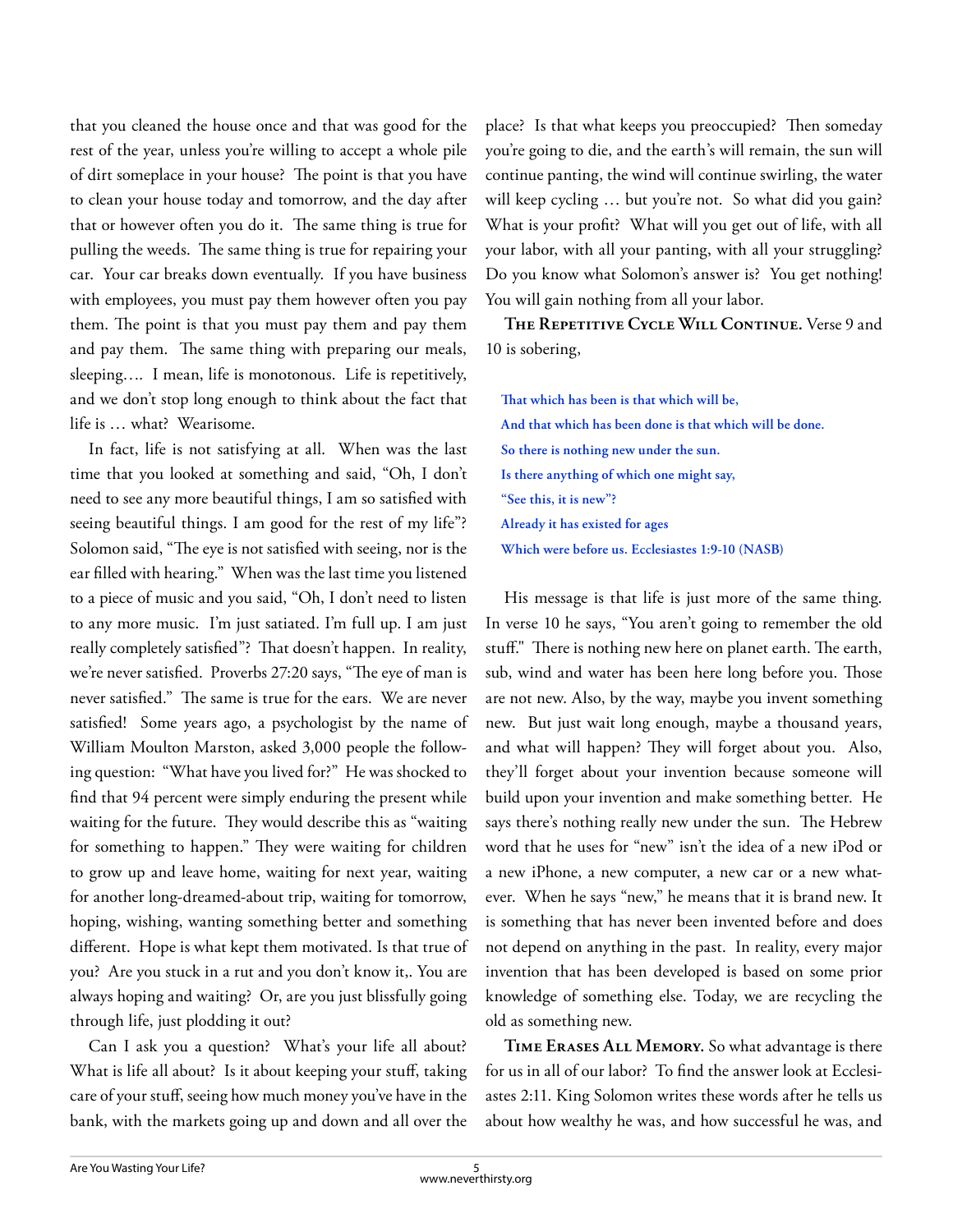that you cleaned the house once and that was good for the rest of the year, unless you're willing to accept a whole pile of dirt someplace in your house? The point is that you have to clean your house today and tomorrow, and the day after that or however often you do it. The same thing is true for pulling the weeds. The same thing is true for repairing your car. Your car breaks down eventually. If you have business with employees, you must pay them however often you pay them. The point is that you must pay them and pay them and pay them. The same thing with preparing our meals, sleeping…. I mean, life is monotonous. Life is repetitively, and we don't stop long enough to think about the fact that life is … what? Wearisome.

In fact, life is not satisfying at all. When was the last time that you looked at something and said, "Oh, I don't need to see any more beautiful things, I am so satisfied with seeing beautiful things. I am good for the rest of my life"? Solomon said, "The eye is not satisfied with seeing, nor is the ear filled with hearing." When was the last time you listened to a piece of music and you said, "Oh, I don't need to listen to any more music. I'm just satiated. I'm full up. I am just really completely satisfied"? That doesn't happen. In reality, we're never satisfied. Proverbs 27:20 says, "The eye of man is never satisfied." The same is true for the ears. We are never satisfied! Some years ago, a psychologist by the name of William Moulton Marston, asked 3,000 people the following question: "What have you lived for?" He was shocked to find that 94 percent were simply enduring the present while waiting for the future. They would describe this as "waiting for something to happen." They were waiting for children to grow up and leave home, waiting for next year, waiting for another long-dreamed-about trip, waiting for tomorrow, hoping, wishing, wanting something better and something different. Hope is what kept them motivated. Is that true of you? Are you stuck in a rut and you don't know it,. You are always hoping and waiting? Or, are you just blissfully going through life, just plodding it out?

Can I ask you a question? What's your life all about? What is life all about? Is it about keeping your stuff, taking care of your stuff, seeing how much money you've have in the bank, with the markets going up and down and all over the place? Is that what keeps you preoccupied? Then someday you're going to die, and the earth's will remain, the sun will continue panting, the wind will continue swirling, the water will keep cycling … but you're not. So what did you gain? What is your profit? What will you get out of life, with all your labor, with all your panting, with all your struggling? Do you know what Solomon's answer is? You get nothing! You will gain nothing from all your labor.

**The Repetitive Cycle Will Continue.** Verse 9 and 10 is sobering,

> **That which has been is that which will be,**
> **And that which has been done is that which will be done.**
> **So there is nothing new under the sun.**
> **Is there anything of which one might say,**
> **"See this, it is new"?**
> **Already it has existed for ages**
> **Which were before us. Ecclesiastes 1:9-10 (NASB)**

His message is that life is just more of the same thing. In verse 10 he says, "You aren't going to remember the old stuff." There is nothing new here on planet earth. The earth, sub, wind and water has been here long before you. Those are not new. Also, by the way, maybe you invent something new. But just wait long enough, maybe a thousand years, and what will happen? They will forget about you. Also, they'll forget about your invention because someone will build upon your invention and make something better. He says there's nothing really new under the sun. The Hebrew word that he uses for "new" isn't the idea of a new iPod or a new iPhone, a new computer, a new car or a new whatever. When he says "new," he means that it is brand new. It is something that has never been invented before and does not depend on anything in the past. In reality, every major invention that has been developed is based on some prior knowledge of something else. Today, we are recycling the old as something new.

**Time Erases All Memory.** So what advantage is there for us in all of our labor? To find the answer look at Ecclesiastes 2:11. King Solomon writes these words after he tells us about how wealthy he was, and how successful he was, and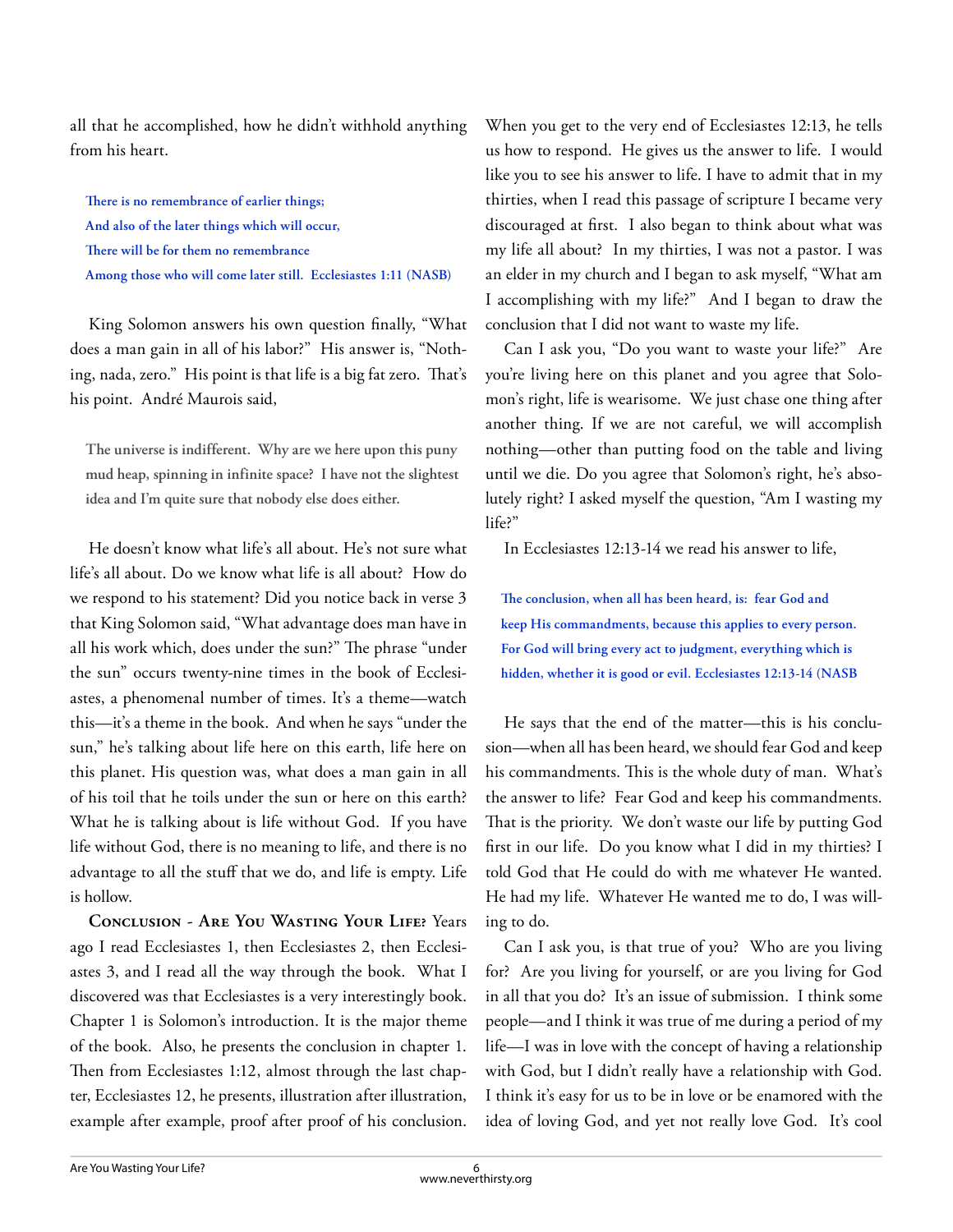all that he accomplished, how he didn't withhold anything from his heart.

> **There is no remembrance of earlier things;**
> **And also of the later things which will occur,**
> **There will be for them no remembrance**
> **Among those who will come later still. Ecclesiastes 1:11 (NASB)**

King Solomon answers his own question finally, "What does a man gain in all of his labor?" His answer is, "Nothing, nada, zero." His point is that life is a big fat zero. That's his point. André Maurois said,

> **The universe is indifferent. Why are we here upon this puny mud heap, spinning in infinite space? I have not the slightest idea and I'm quite sure that nobody else does either.**

He doesn't know what life's all about. He's not sure what life's all about. Do we know what life is all about? How do we respond to his statement? Did you notice back in verse 3 that King Solomon said, "What advantage does man have in all his work which, does under the sun?" The phrase "under the sun" occurs twenty-nine times in the book of Ecclesiastes, a phenomenal number of times. It's a theme—watch this—it's a theme in the book. And when he says "under the sun," he's talking about life here on this earth, life here on this planet. His question was, what does a man gain in all of his toil that he toils under the sun or here on this earth? What he is talking about is life without God. If you have life without God, there is no meaning to life, and there is no advantage to all the stuff that we do, and life is empty. Life is hollow.

**Conclusion - Are You Wasting Your Life?** Years ago I read Ecclesiastes 1, then Ecclesiastes 2, then Ecclesiastes 3, and I read all the way through the book. What I discovered was that Ecclesiastes is a very interestingly book. Chapter 1 is Solomon's introduction. It is the major theme of the book. Also, he presents the conclusion in chapter 1. Then from Ecclesiastes 1:12, almost through the last chapter, Ecclesiastes 12, he presents, illustration after illustration, example after example, proof after proof of his conclusion. When you get to the very end of Ecclesiastes 12:13, he tells us how to respond. He gives us the answer to life. I would like you to see his answer to life. I have to admit that in my thirties, when I read this passage of scripture I became very discouraged at first. I also began to think about what was my life all about? In my thirties, I was not a pastor. I was an elder in my church and I began to ask myself, "What am I accomplishing with my life?" And I began to draw the conclusion that I did not want to waste my life.

Can I ask you, "Do you want to waste your life?" Are you're living here on this planet and you agree that Solomon's right, life is wearisome. We just chase one thing after another thing. If we are not careful, we will accomplish nothing—other than putting food on the table and living until we die. Do you agree that Solomon's right, he's absolutely right? I asked myself the question, "Am I wasting my life?"

In Ecclesiastes 12:13-14 we read his answer to life,

> **The conclusion, when all has been heard, is: fear God and keep His commandments, because this applies to every person. For God will bring every act to judgment, everything which is hidden, whether it is good or evil. Ecclesiastes 12:13-14 (NASB**

He says that the end of the matter—this is his conclusion—when all has been heard, we should fear God and keep his commandments. This is the whole duty of man. What's the answer to life? Fear God and keep his commandments. That is the priority. We don't waste our life by putting God first in our life. Do you know what I did in my thirties? I told God that He could do with me whatever He wanted. He had my life. Whatever He wanted me to do, I was willing to do.

Can I ask you, is that true of you? Who are you living for? Are you living for yourself, or are you living for God in all that you do? It's an issue of submission. I think some people—and I think it was true of me during a period of my life—I was in love with the concept of having a relationship with God, but I didn't really have a relationship with God. I think it's easy for us to be in love or be enamored with the idea of loving God, and yet not really love God. It's cool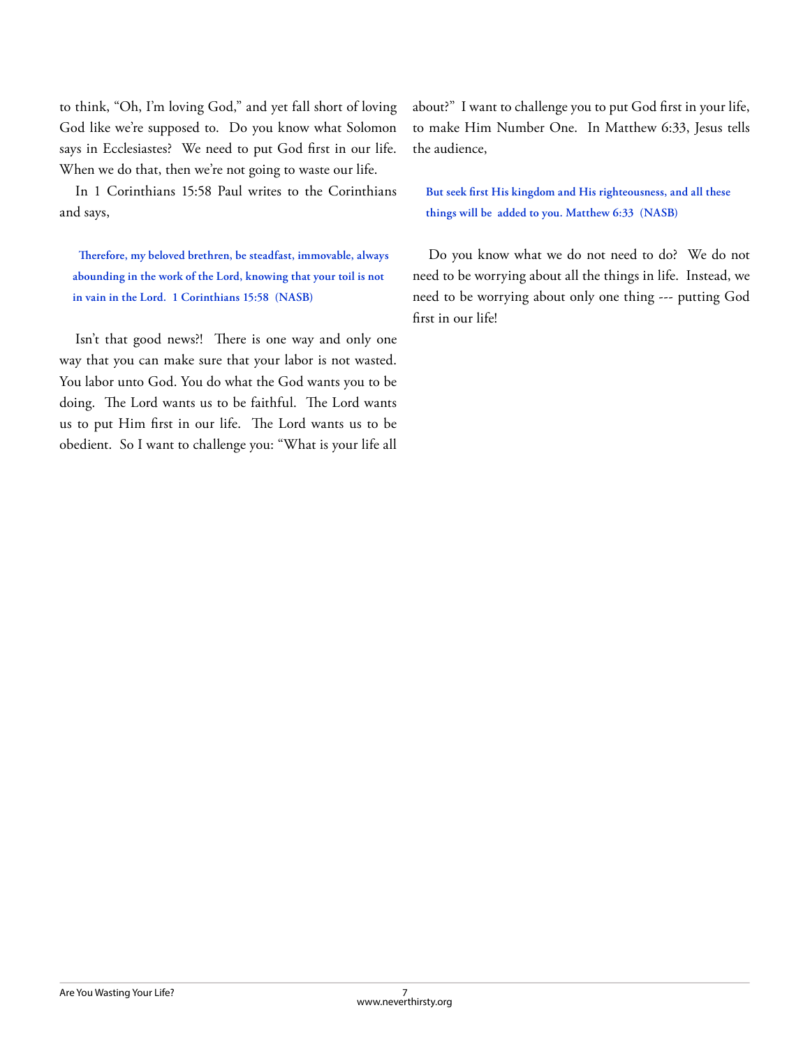to think, "Oh, I'm loving God," and yet fall short of loving God like we're supposed to. Do you know what Solomon says in Ecclesiastes? We need to put God first in our life. When we do that, then we're not going to waste our life.

In 1 Corinthians 15:58 Paul writes to the Corinthians and says,

> **Therefore, my beloved brethren, be steadfast, immovable, always abounding in the work of the Lord, knowing that your toil is not in vain in the Lord. 1 Corinthians 15:58 (NASB)**

Isn't that good news?! There is one way and only one way that you can make sure that your labor is not wasted. You labor unto God. You do what the God wants you to be doing. The Lord wants us to be faithful. The Lord wants us to put Him first in our life. The Lord wants us to be obedient. So I want to challenge you: "What is your life all about?" I want to challenge you to put God first in your life, to make Him Number One. In Matthew 6:33, Jesus tells the audience,

> **But seek first His kingdom and His righteousness, and all these things will be added to you. Matthew 6:33 (NASB)**

Do you know what we do not need to do? We do not need to be worrying about all the things in life. Instead, we need to be worrying about only one thing --- putting God first in our life!